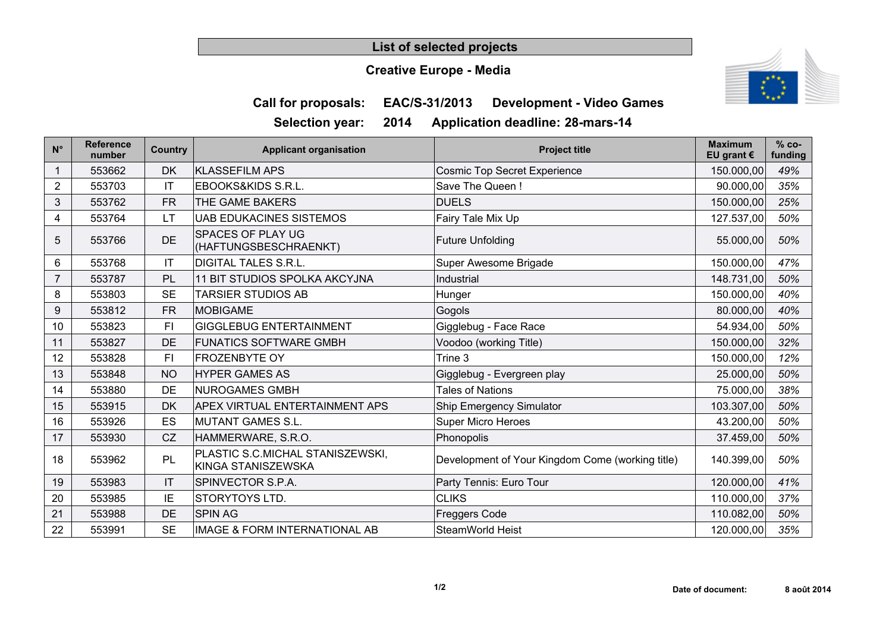# List of selected projects

## Creative Europe - Media

### Call for proposals: EAC/S-31/2013 Development - Video Games

### Selection year: 2014 Application deadline: 28-mars-14

| N° | Reference number | Country | Applicant organisation | Project title | Maximum EU grant € | % co-funding |
|---|---|---|---|---|---|---|
| 1 | 553662 | DK | KLASSEFILM APS | Cosmic Top Secret Experience | 150.000,00 | 49% |
| 2 | 553703 | IT | EBOOKS&KIDS S.R.L. | Save The Queen ! | 90.000,00 | 35% |
| 3 | 553762 | FR | THE GAME BAKERS | DUELS | 150.000,00 | 25% |
| 4 | 553764 | LT | UAB EDUKACINES SISTEMOS | Fairy Tale Mix Up | 127.537,00 | 50% |
| 5 | 553766 | DE | SPACES OF PLAY UG (HAFTUNGSBESCHRAENKT) | Future Unfolding | 55.000,00 | 50% |
| 6 | 553768 | IT | DIGITAL TALES S.R.L. | Super Awesome Brigade | 150.000,00 | 47% |
| 7 | 553787 | PL | 11 BIT STUDIOS SPOLKA AKCYJNA | Industrial | 148.731,00 | 50% |
| 8 | 553803 | SE | TARSIER STUDIOS AB | Hunger | 150.000,00 | 40% |
| 9 | 553812 | FR | MOBIGAME | Gogols | 80.000,00 | 40% |
| 10 | 553823 | FI | GIGGLEBUG ENTERTAINMENT | Gigglebug - Face Race | 54.934,00 | 50% |
| 11 | 553827 | DE | FUNATICS SOFTWARE GMBH | Voodoo (working Title) | 150.000,00 | 32% |
| 12 | 553828 | FI | FROZENBYTE OY | Trine 3 | 150.000,00 | 12% |
| 13 | 553848 | NO | HYPER GAMES AS | Gigglebug - Evergreen play | 25.000,00 | 50% |
| 14 | 553880 | DE | NUROGAMES GMBH | Tales of Nations | 75.000,00 | 38% |
| 15 | 553915 | DK | APEX VIRTUAL ENTERTAINMENT APS | Ship Emergency Simulator | 103.307,00 | 50% |
| 16 | 553926 | ES | MUTANT GAMES S.L. | Super Micro Heroes | 43.200,00 | 50% |
| 17 | 553930 | CZ | HAMMERWARE, S.R.O. | Phonopolis | 37.459,00 | 50% |
| 18 | 553962 | PL | PLASTIC S.C.MICHAL STANISZEWSKI, KINGA STANISZEWSKA | Development of Your Kingdom Come (working title) | 140.399,00 | 50% |
| 19 | 553983 | IT | SPINVECTOR S.P.A. | Party Tennis: Euro Tour | 120.000,00 | 41% |
| 20 | 553985 | IE | STORYTOYS LTD. | CLIKS | 110.000,00 | 37% |
| 21 | 553988 | DE | SPIN AG | Freggers Code | 110.082,00 | 50% |
| 22 | 553991 | SE | IMAGE & FORM INTERNATIONAL AB | SteamWorld Heist | 120.000,00 | 35% |

Date of document: 8 août 2014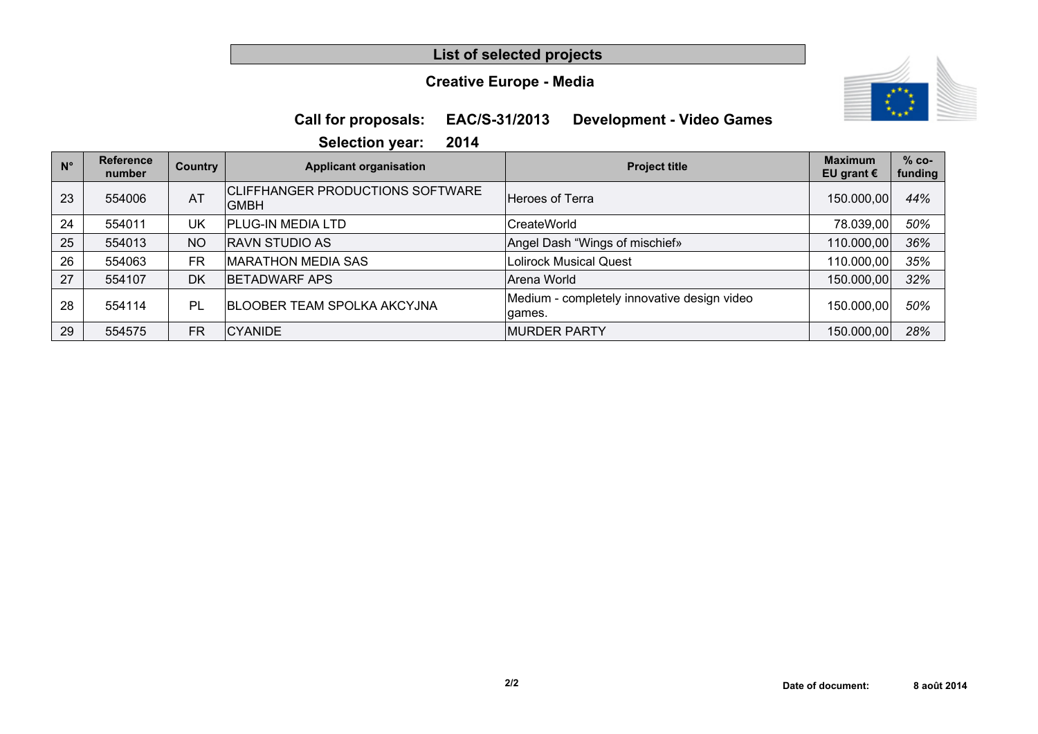# List of selected projects

## Creative Europe - Media

**Call for proposals: EAC/S-31/2013 Development - Video Games**

**Selection year: 2014**

| N° | Reference number | Country | Applicant organisation | Project title | Maximum EU grant € | % co-funding |
|---|---|---|---|---|---|---|
| 23 | 554006 | AT | CLIFFHANGER PRODUCTIONS SOFTWARE GMBH | Heroes of Terra | 150.000,00 | *44%* |
| 24 | 554011 | UK | PLUG-IN MEDIA LTD | CreateWorld | 78.039,00 | *50%* |
| 25 | 554013 | NO | RAVN STUDIO AS | Angel Dash “Wings of mischief» | 110.000,00 | *36%* |
| 26 | 554063 | FR | MARATHON MEDIA SAS | Lolirock Musical Quest | 110.000,00 | *35%* |
| 27 | 554107 | DK | BETADWARF APS | Arena World | 150.000,00 | *32%* |
| 28 | 554114 | PL | BLOOBER TEAM SPOLKA AKCYJNA | Medium - completely innovative design video games. | 150.000,00 | *50%* |
| 29 | 554575 | FR | CYANIDE | MURDER PARTY | 150.000,00 | *28%* |

**Date of document: 8 août 2014**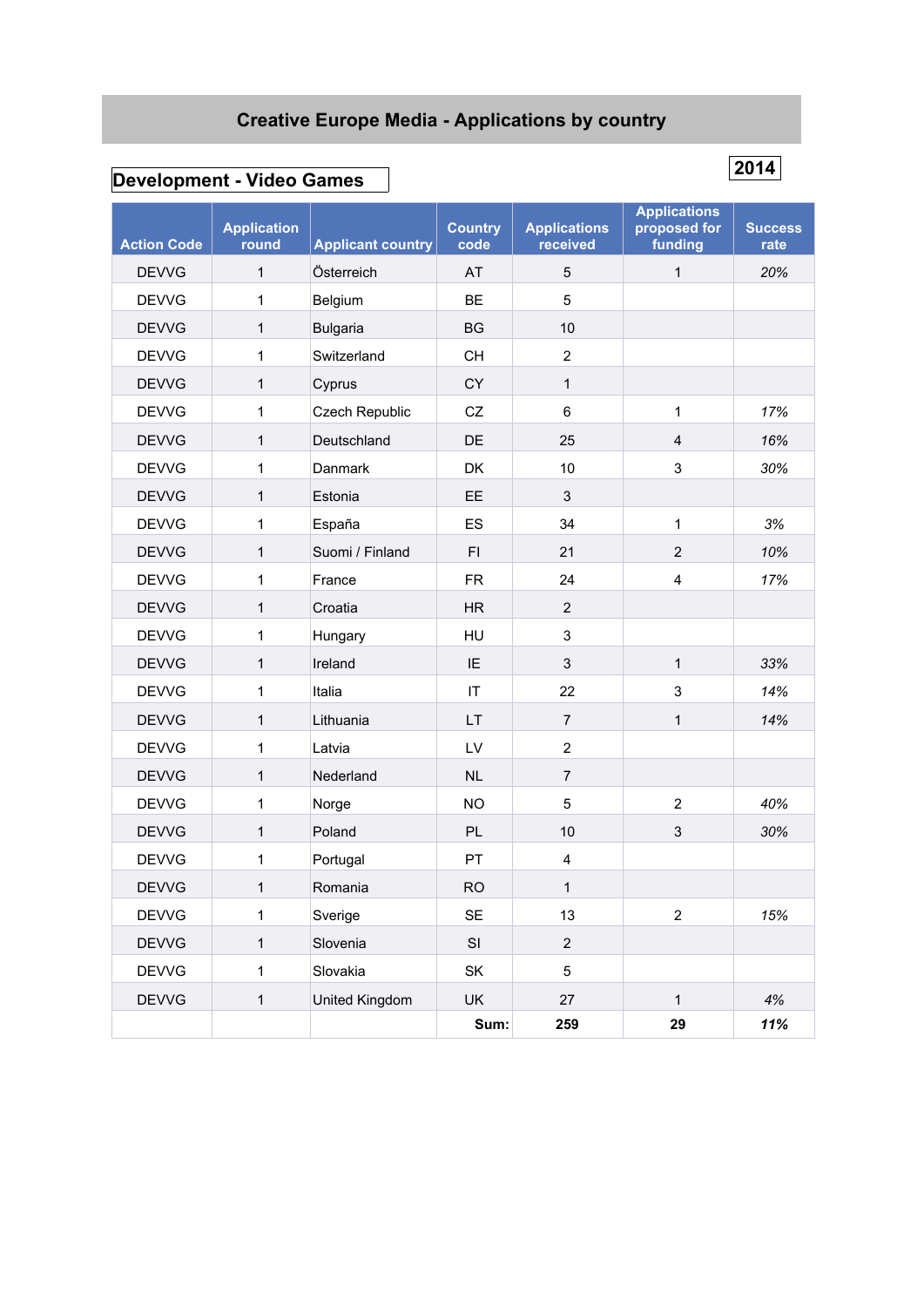# Creative Europe Media - Applications by country

## Development - Video Games

**2014**

| Action Code | Application round | Applicant country | Country code | Applications received | Applications proposed for funding | Success rate |
|---|---|---|---|---|---|---|
| DEVVG | 1 | Österreich | AT | 5 | 1 | *20%* |
| DEVVG | 1 | Belgium | BE | 5 | | |
| DEVVG | 1 | Bulgaria | BG | 10 | | |
| DEVVG | 1 | Switzerland | CH | 2 | | |
| DEVVG | 1 | Cyprus | CY | 1 | | |
| DEVVG | 1 | Czech Republic | CZ | 6 | 1 | *17%* |
| DEVVG | 1 | Deutschland | DE | 25 | 4 | *16%* |
| DEVVG | 1 | Danmark | DK | 10 | 3 | *30%* |
| DEVVG | 1 | Estonia | EE | 3 | | |
| DEVVG | 1 | España | ES | 34 | 1 | *3%* |
| DEVVG | 1 | Suomi / Finland | FI | 21 | 2 | *10%* |
| DEVVG | 1 | France | FR | 24 | 4 | *17%* |
| DEVVG | 1 | Croatia | HR | 2 | | |
| DEVVG | 1 | Hungary | HU | 3 | | |
| DEVVG | 1 | Ireland | IE | 3 | 1 | *33%* |
| DEVVG | 1 | Italia | IT | 22 | 3 | *14%* |
| DEVVG | 1 | Lithuania | LT | 7 | 1 | *14%* |
| DEVVG | 1 | Latvia | LV | 2 | | |
| DEVVG | 1 | Nederland | NL | 7 | | |
| DEVVG | 1 | Norge | NO | 5 | 2 | *40%* |
| DEVVG | 1 | Poland | PL | 10 | 3 | *30%* |
| DEVVG | 1 | Portugal | PT | 4 | | |
| DEVVG | 1 | Romania | RO | 1 | | |
| DEVVG | 1 | Sverige | SE | 13 | 2 | *15%* |
| DEVVG | 1 | Slovenia | SI | 2 | | |
| DEVVG | 1 | Slovakia | SK | 5 | | |
| DEVVG | 1 | United Kingdom | UK | 27 | 1 | *4%* |
| | | | **Sum:** | **259** | **29** | ***11%*** |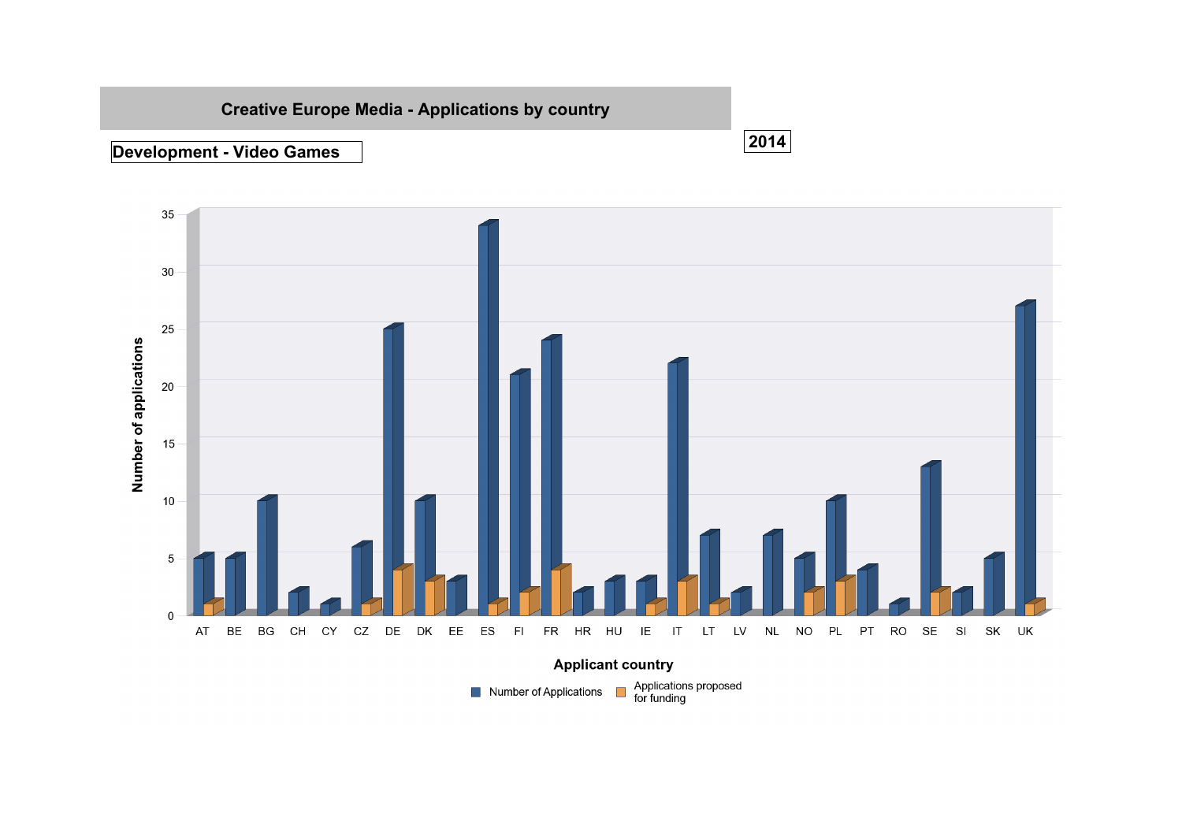# Creative Europe Media - Applications by country

**Development - Video Games**

**2014**

| Applicant country | Number of Applications | Applications proposed for funding |
|---|---|---|
| AT | 5 | 1 |
| BE | 5 | |
| BG | 10 | |
| CH | 2 | |
| CY | 1 | |
| CZ | 6 | 1 |
| DE | 25 | 4 |
| DK | 10 | 3 |
| EE | 3 | |
| ES | 34 | 1 |
| FI | 21 | 2 |
| FR | 24 | 4 |
| HR | 2 | |
| HU | 3 | |
| IE | 3 | 1 |
| IT | 22 | 3 |
| LT | 7 | 1 |
| LV | 2 | |
| NL | 7 | |
| NO | 5 | 2 |
| PL | 10 | 3 |
| PT | 4 | |
| RO | 1 | |
| SE | 13 | 2 |
| SI | 2 | |
| SK | 5 | |
| UK | 27 | 1 |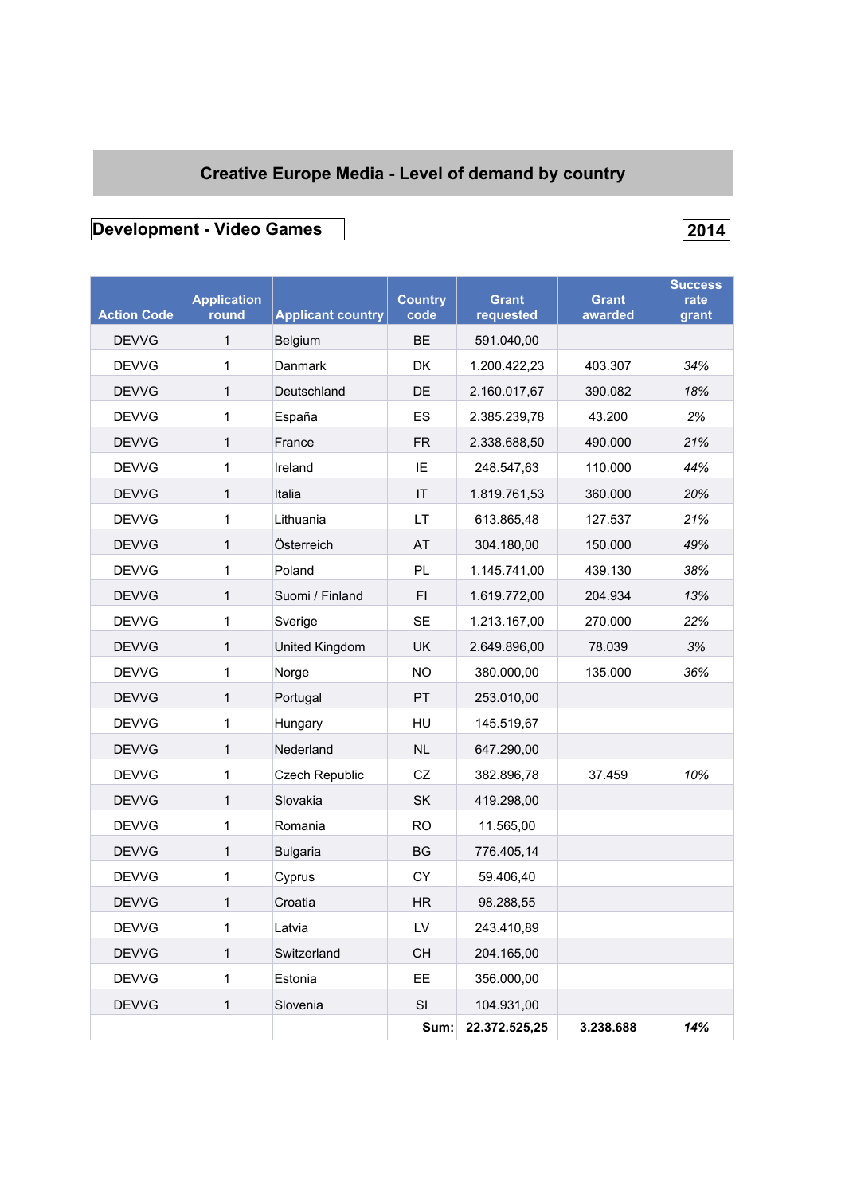# Creative Europe Media - Level of demand by country

## Development - Video Games

**2014**

| Action Code | Application round | Applicant country | Country code | Grant requested | Grant awarded | Success rate grant |
|---|---|---|---|---|---|---|
| DEVVG | 1 | Belgium | BE | 591.040,00 | | |
| DEVVG | 1 | Danmark | DK | 1.200.422,23 | 403.307 | *34%* |
| DEVVG | 1 | Deutschland | DE | 2.160.017,67 | 390.082 | *18%* |
| DEVVG | 1 | España | ES | 2.385.239,78 | 43.200 | *2%* |
| DEVVG | 1 | France | FR | 2.338.688,50 | 490.000 | *21%* |
| DEVVG | 1 | Ireland | IE | 248.547,63 | 110.000 | *44%* |
| DEVVG | 1 | Italia | IT | 1.819.761,53 | 360.000 | *20%* |
| DEVVG | 1 | Lithuania | LT | 613.865,48 | 127.537 | *21%* |
| DEVVG | 1 | Österreich | AT | 304.180,00 | 150.000 | *49%* |
| DEVVG | 1 | Poland | PL | 1.145.741,00 | 439.130 | *38%* |
| DEVVG | 1 | Suomi / Finland | FI | 1.619.772,00 | 204.934 | *13%* |
| DEVVG | 1 | Sverige | SE | 1.213.167,00 | 270.000 | *22%* |
| DEVVG | 1 | United Kingdom | UK | 2.649.896,00 | 78.039 | *3%* |
| DEVVG | 1 | Norge | NO | 380.000,00 | 135.000 | *36%* |
| DEVVG | 1 | Portugal | PT | 253.010,00 | | |
| DEVVG | 1 | Hungary | HU | 145.519,67 | | |
| DEVVG | 1 | Nederland | NL | 647.290,00 | | |
| DEVVG | 1 | Czech Republic | CZ | 382.896,78 | 37.459 | *10%* |
| DEVVG | 1 | Slovakia | SK | 419.298,00 | | |
| DEVVG | 1 | Romania | RO | 11.565,00 | | |
| DEVVG | 1 | Bulgaria | BG | 776.405,14 | | |
| DEVVG | 1 | Cyprus | CY | 59.406,40 | | |
| DEVVG | 1 | Croatia | HR | 98.288,55 | | |
| DEVVG | 1 | Latvia | LV | 243.410,89 | | |
| DEVVG | 1 | Switzerland | CH | 204.165,00 | | |
| DEVVG | 1 | Estonia | EE | 356.000,00 | | |
| DEVVG | 1 | Slovenia | SI | 104.931,00 | | |
| | | | **Sum:** | **22.372.525,25** | **3.238.688** | ***14%*** |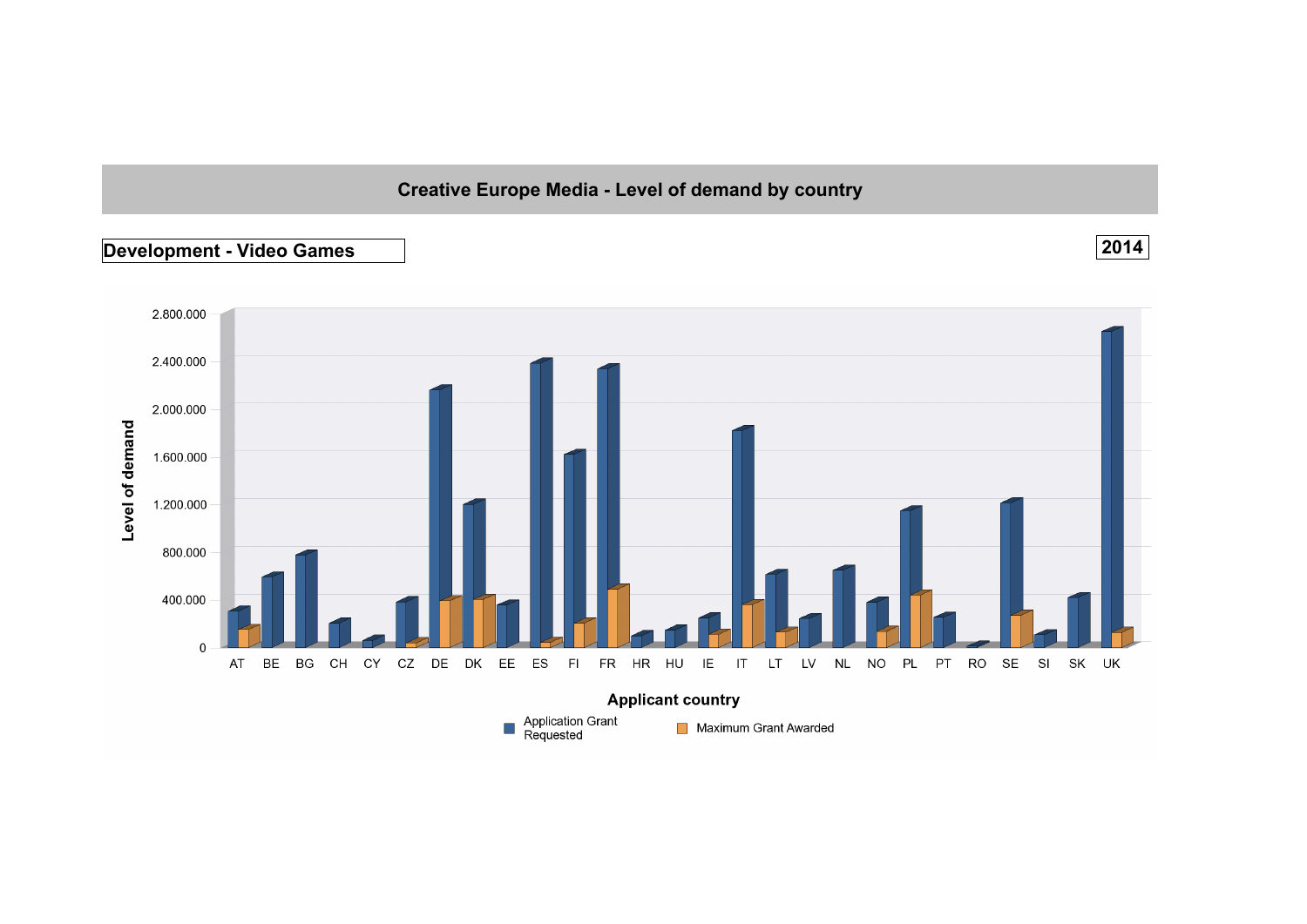# Creative Europe Media - Level of demand by country

**Development - Video Games**

**2014**

Level of demand

2.800.000
2.400.000
2.000.000
1.600.000
1.200.000
800.000
400.000
0

AT BE BG CH CY CZ DE DK EE ES FI FR HR HU IE IT LT LV NL NO PL PT RO SE SI SK UK

**Applicant country**

Application Grant Requested

Maximum Grant Awarded